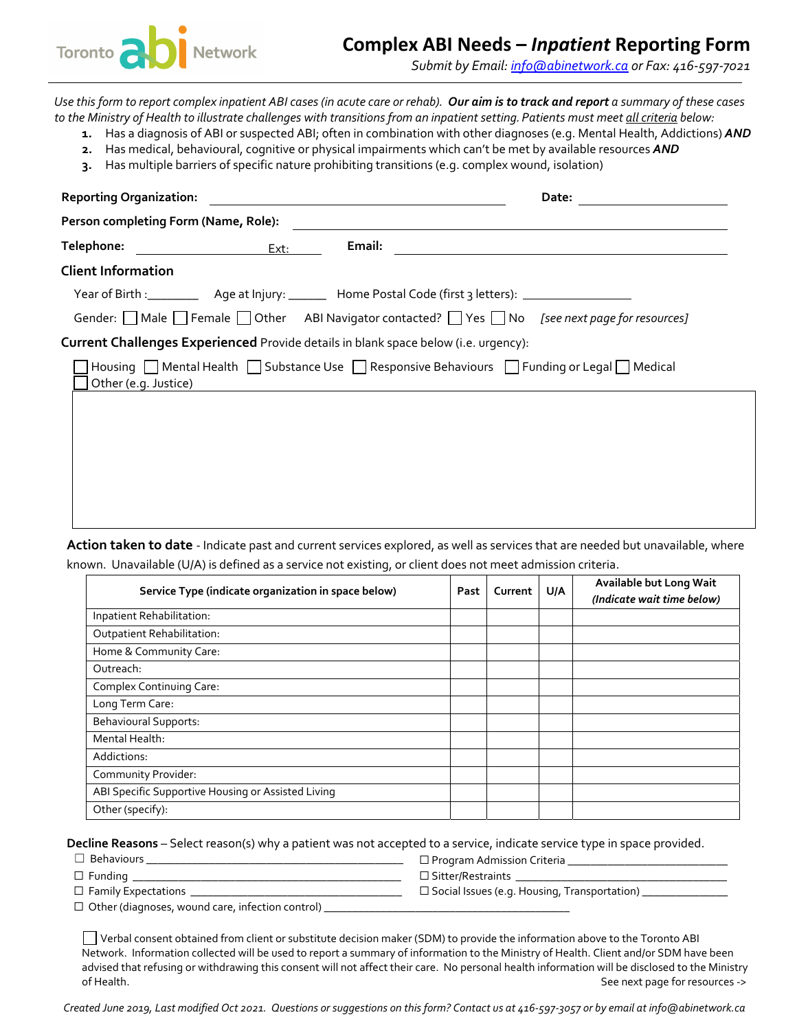Toronto abi Network

# Complex ABI Needs – *Inpatient* Reporting Form

*Submit by Email: info@abinetwork.ca or Fax: 416-597-7021*

*Use this form to report complex inpatient ABI cases (in acute care or rehab).* ***Our aim is to track and report*** *a summary of these cases to the Ministry of Health to illustrate challenges with transitions from an inpatient setting. Patients must meet all criteria below:*

1. Has a diagnosis of ABI or suspected ABI; often in combination with other diagnoses (e.g. Mental Health, Addictions) ***AND***
2. Has medical, behavioural, cognitive or physical impairments which can't be met by available resources ***AND***
3. Has multiple barriers of specific nature prohibiting transitions (e.g. complex wound, isolation)

**Reporting Organization:** ______________________________ **Date:** ______________

**Person completing Form (Name, Role):** ______________________________

**Telephone:** ______________ Ext: ______ **Email:** ______________________________

## Client Information

Year of Birth :________ Age at Injury: ______ Home Postal Code (first 3 letters): ______________

Gender: ☐ Male ☐ Female ☐ Other ABI Navigator contacted? ☐ Yes ☐ No *[see next page for resources]*

**Current Challenges Experienced** Provide details in blank space below (i.e. urgency):

☐ Housing ☐ Mental Health ☐ Substance Use ☐ Responsive Behaviours ☐ Funding or Legal ☐ Medical ☐ Other (e.g. Justice)

**Action taken to date** - Indicate past and current services explored, as well as services that are needed but unavailable, where known. Unavailable (U/A) is defined as a service not existing, or client does not meet admission criteria.

| Service Type (indicate organization in space below) | Past | Current | U/A | Available but Long Wait (*Indicate wait time below*) |
|---|---|---|---|---|
| Inpatient Rehabilitation: | | | | |
| Outpatient Rehabilitation: | | | | |
| Home & Community Care: | | | | |
| Outreach: | | | | |
| Complex Continuing Care: | | | | |
| Long Term Care: | | | | |
| Behavioural Supports: | | | | |
| Mental Health: | | | | |
| Addictions: | | | | |
| Community Provider: | | | | |
| ABI Specific Supportive Housing or Assisted Living | | | | |
| Other (specify): | | | | |

**Decline Reasons** – Select reason(s) why a patient was not accepted to a service, indicate service type in space provided.

☐ Behaviours ______________________________ ☐ Program Admission Criteria ______________________________

☐ Funding ______________________________ ☐ Sitter/Restraints ______________________________

☐ Family Expectations ______________________________ ☐ Social Issues (e.g. Housing, Transportation) ______________

☐ Other (diagnoses, wound care, infection control) ______________________________

☐ Verbal consent obtained from client or substitute decision maker (SDM) to provide the information above to the Toronto ABI Network. Information collected will be used to report a summary of information to the Ministry of Health. Client and/or SDM have been advised that refusing or withdrawing this consent will not affect their care. No personal health information will be disclosed to the Ministry of Health.

See next page for resources ->

*Created June 2019, Last modified Oct 2021. Questions or suggestions on this form? Contact us at 416-597-3057 or by email at info@abinetwork.ca*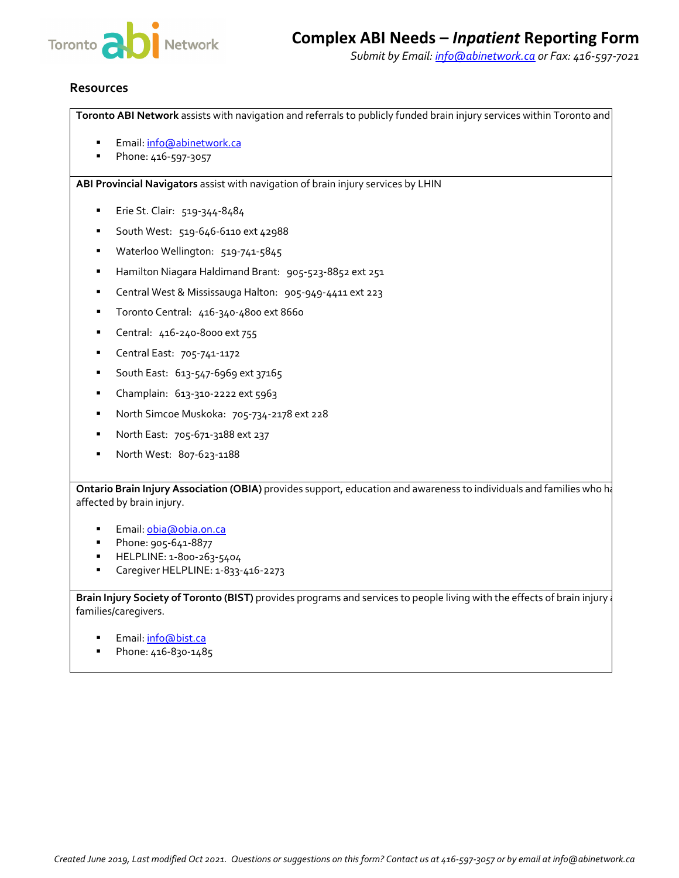# Complex ABI Needs – *Inpatient* Reporting Form

*Submit by Email: info@abinetwork.ca or Fax: 416-597-7021*

## Resources

**Toronto ABI Network** assists with navigation and referrals to publicly funded brain injury services within Toronto and

- Email: info@abinetwork.ca
- Phone: 416-597-3057

**ABI Provincial Navigators** assist with navigation of brain injury services by LHIN

- Erie St. Clair: 519-344-8484
- South West: 519-646-6110 ext 42988
- Waterloo Wellington: 519-741-5845
- Hamilton Niagara Haldimand Brant: 905-523-8852 ext 251
- Central West & Mississauga Halton: 905-949-4411 ext 223
- Toronto Central: 416-340-4800 ext 8660
- Central: 416-240-8000 ext 755
- Central East: 705-741-1172
- South East: 613-547-6969 ext 37165
- Champlain: 613-310-2222 ext 5963
- North Simcoe Muskoka: 705-734-2178 ext 228
- North East: 705-671-3188 ext 237
- North West: 807-623-1188

**Ontario Brain Injury Association (OBIA)** provides support, education and awareness to individuals and families who ha affected by brain injury.

- Email: obia@obia.on.ca
- Phone: 905-641-8877
- HELPLINE: 1-800-263-5404
- Caregiver HELPLINE: 1-833-416-2273

**Brain Injury Society of Toronto (BIST)** provides programs and services to people living with the effects of brain injury families/caregivers.

- Email: info@bist.ca
- Phone: 416-830-1485

*Created June 2019, Last modified Oct 2021. Questions or suggestions on this form? Contact us at 416-597-3057 or by email at info@abinetwork.ca*